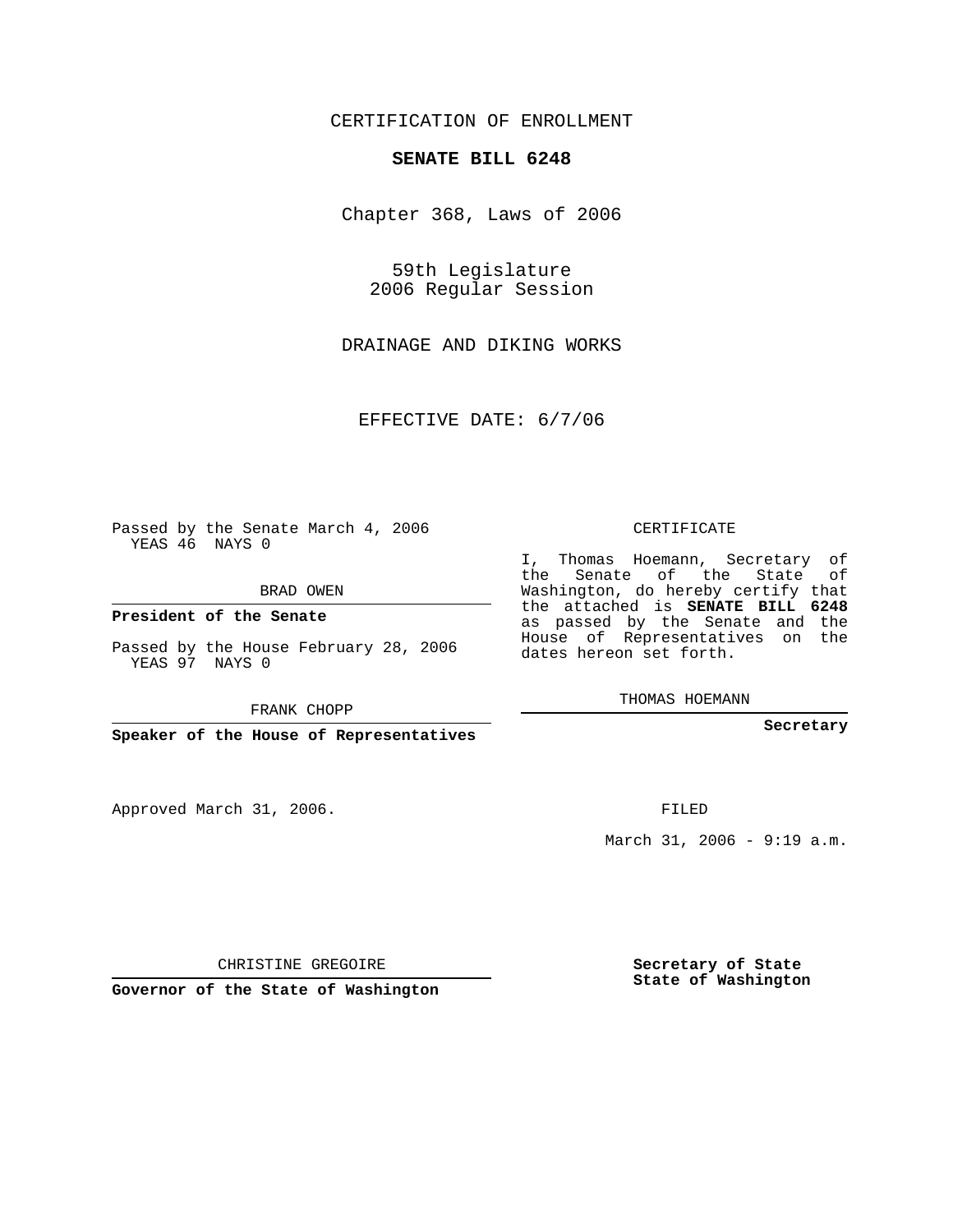CERTIFICATION OF ENROLLMENT

**SENATE BILL 6248**

Chapter 368, Laws of 2006

59th Legislature
2006 Regular Session

DRAINAGE AND DIKING WORKS

EFFECTIVE DATE: 6/7/06

Passed by the Senate March 4, 2006
YEAS 46 NAYS 0

BRAD OWEN

**President of the Senate**

Passed by the House February 28, 2006
YEAS 97 NAYS 0

FRANK CHOPP

**Speaker of the House of Representatives**

Approved March 31, 2006.

CHRISTINE GREGOIRE

**Governor of the State of Washington**

CERTIFICATE

I, Thomas Hoemann, Secretary of the Senate of the State of Washington, do hereby certify that the attached is **SENATE BILL 6248** as passed by the Senate and the House of Representatives on the dates hereon set forth.

THOMAS HOEMANN

**Secretary**

FILED

March 31, 2006 - 9:19 a.m.

**Secretary of State**
**State of Washington**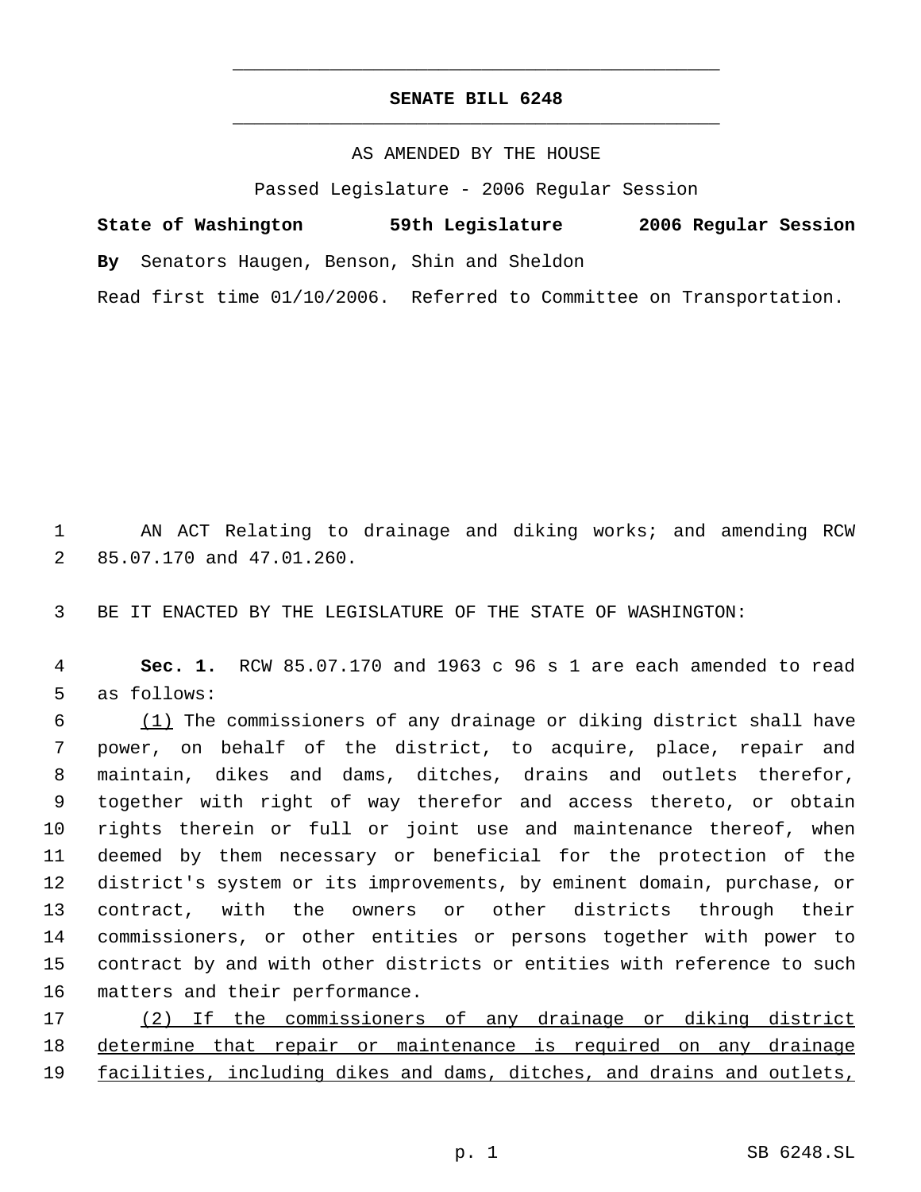# SENATE BILL 6248

AS AMENDED BY THE HOUSE

Passed Legislature - 2006 Regular Session

**State of Washington 59th Legislature 2006 Regular Session**

**By** Senators Haugen, Benson, Shin and Sheldon

Read first time 01/10/2006. Referred to Committee on Transportation.

AN ACT Relating to drainage and diking works; and amending RCW 85.07.170 and 47.01.260.

BE IT ENACTED BY THE LEGISLATURE OF THE STATE OF WASHINGTON:

**Sec. 1.** RCW 85.07.170 and 1963 c 96 s 1 are each amended to read as follows:

(1) The commissioners of any drainage or diking district shall have power, on behalf of the district, to acquire, place, repair and maintain, dikes and dams, ditches, drains and outlets therefor, together with right of way therefor and access thereto, or obtain rights therein or full or joint use and maintenance thereof, when deemed by them necessary or beneficial for the protection of the district's system or its improvements, by eminent domain, purchase, or contract, with the owners or other districts through their commissioners, or other entities or persons together with power to contract by and with other districts or entities with reference to such matters and their performance.

(2) If the commissioners of any drainage or diking district determine that repair or maintenance is required on any drainage facilities, including dikes and dams, ditches, and drains and outlets,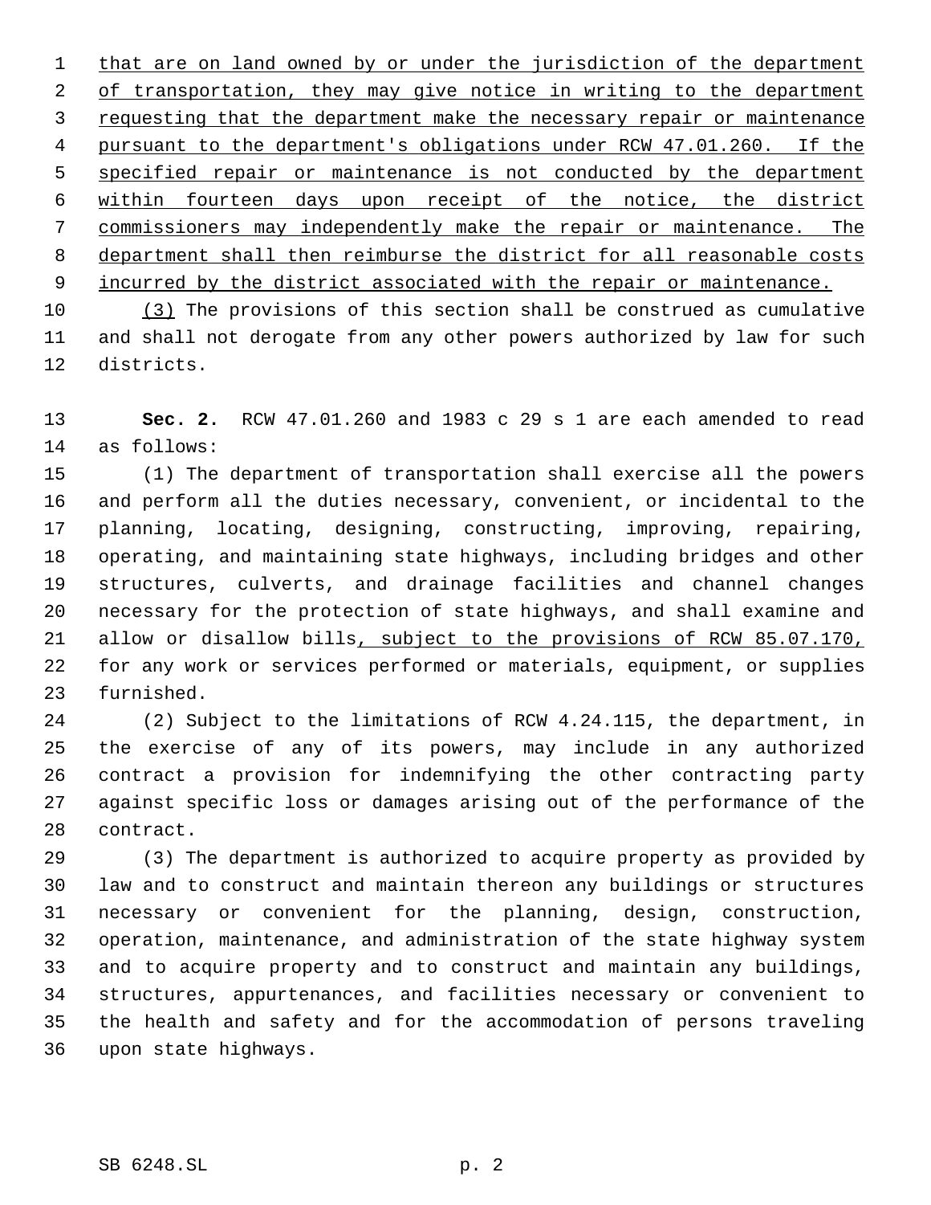that are on land owned by or under the jurisdiction of the department of transportation, they may give notice in writing to the department requesting that the department make the necessary repair or maintenance pursuant to the department's obligations under RCW 47.01.260. If the specified repair or maintenance is not conducted by the department within fourteen days upon receipt of the notice, the district commissioners may independently make the repair or maintenance. The department shall then reimburse the district for all reasonable costs incurred by the district associated with the repair or maintenance.

(3) The provisions of this section shall be construed as cumulative and shall not derogate from any other powers authorized by law for such districts.

**Sec. 2.** RCW 47.01.260 and 1983 c 29 s 1 are each amended to read as follows:

(1) The department of transportation shall exercise all the powers and perform all the duties necessary, convenient, or incidental to the planning, locating, designing, constructing, improving, repairing, operating, and maintaining state highways, including bridges and other structures, culverts, and drainage facilities and channel changes necessary for the protection of state highways, and shall examine and allow or disallow bills, subject to the provisions of RCW 85.07.170, for any work or services performed or materials, equipment, or supplies furnished.

(2) Subject to the limitations of RCW 4.24.115, the department, in the exercise of any of its powers, may include in any authorized contract a provision for indemnifying the other contracting party against specific loss or damages arising out of the performance of the contract.

(3) The department is authorized to acquire property as provided by law and to construct and maintain thereon any buildings or structures necessary or convenient for the planning, design, construction, operation, maintenance, and administration of the state highway system and to acquire property and to construct and maintain any buildings, structures, appurtenances, and facilities necessary or convenient to the health and safety and for the accommodation of persons traveling upon state highways.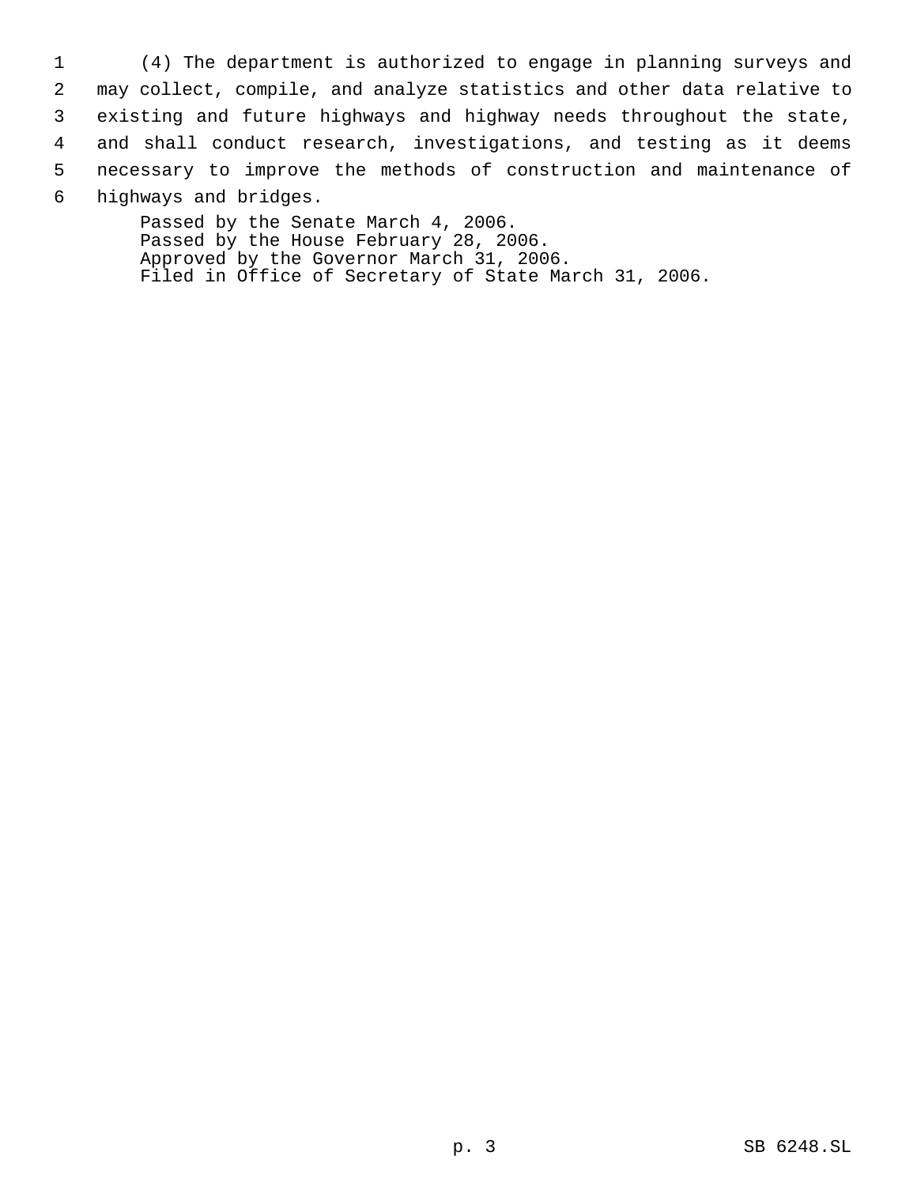(4) The department is authorized to engage in planning surveys and may collect, compile, and analyze statistics and other data relative to existing and future highways and highway needs throughout the state, and shall conduct research, investigations, and testing as it deems necessary to improve the methods of construction and maintenance of highways and bridges.

Passed by the Senate March 4, 2006.
Passed by the House February 28, 2006.
Approved by the Governor March 31, 2006.
Filed in Office of Secretary of State March 31, 2006.